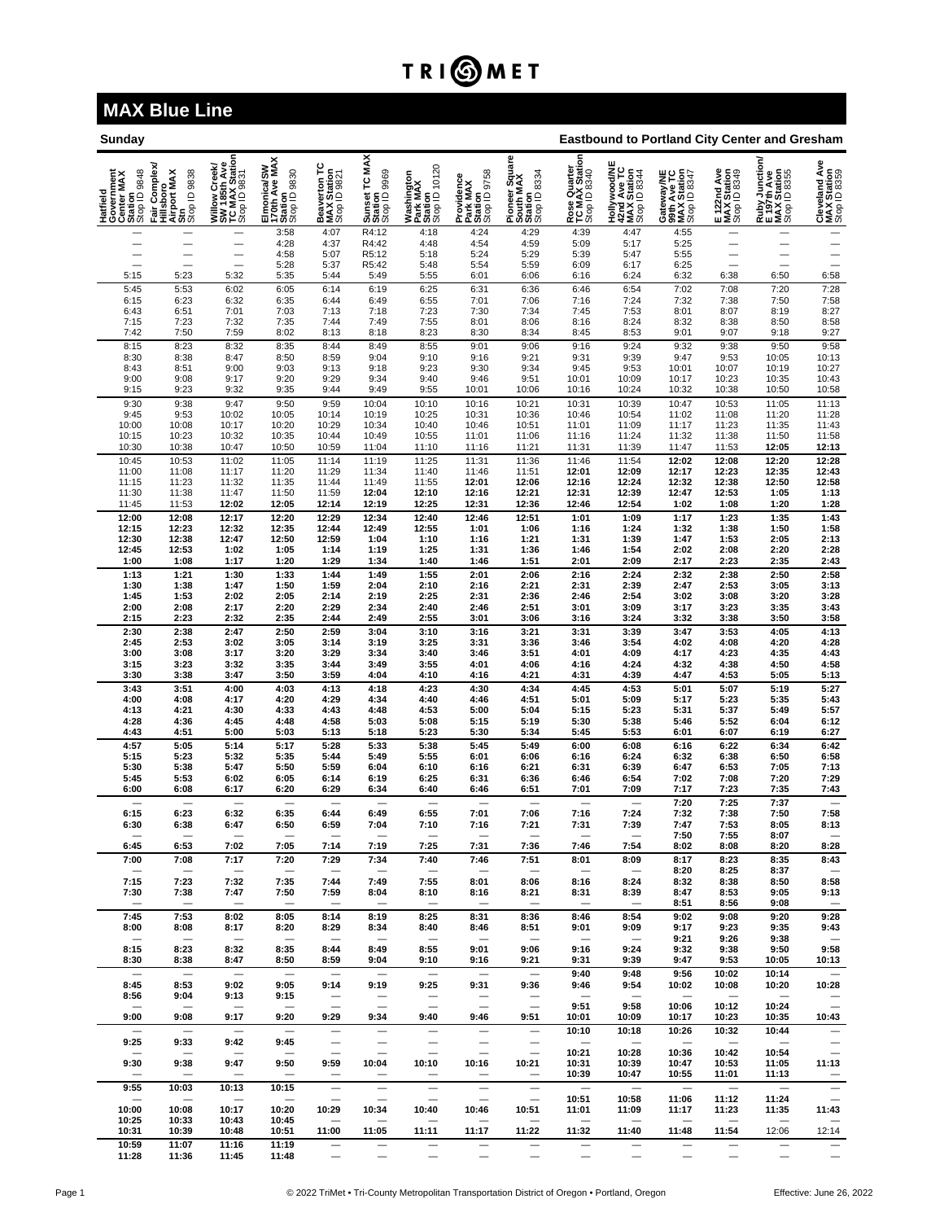TRIMET

# MAX Blue Line

**Sunday** — **Eastbound to Portland City Center and Gresham**

| Hatfield Government Center MAX Station Stop ID 9848 | Fair Complex/ Hillsboro Airport MAX Stn Stop ID 9838 | Willow Creek/ SW 185th Ave TC MAX Station Stop ID 9831 | Elmonica/SW 170th Ave MAX Station Stop ID 9830 | Beaverton TC MAX Station Stop ID 9821 | Sunset TC MAX Station Stop ID 9969 | Washington Park MAX Station Stop ID 10120 | Providence Park MAX Station Stop ID 9758 | Pioneer Square South MAX Station Stop ID 8334 | Rose Quarter TC MAX Station Stop ID 8340 | Hollywood/NE 42nd Ave TC MAX Station Stop ID 8344 | Gateway/NE 99th Ave TC MAX Station Stop ID 8347 | E 122nd Ave MAX Station Stop ID 8349 | Ruby Junction/ E 197th Ave MAX Station Stop ID 8355 | Cleveland Ave MAX Station Stop ID 8359 |
|---|---|---|---|---|---|---|---|---|---|---|---|---|---|---|
| — | — | — | 3:58 | 4:07 | R4:12 | 4:18 | 4:24 | 4:29 | 4:39 | 4:47 | 4:55 | — | — | — |
| — | — | — | 4:28 | 4:37 | R4:42 | 4:48 | 4:54 | 4:59 | 5:09 | 5:17 | 5:25 | — | — | — |
| — | — | — | 4:58 | 5:07 | R5:12 | 5:18 | 5:24 | 5:29 | 5:39 | 5:47 | 5:55 | — | — | — |
| — | — | — | 5:28 | 5:37 | R5:42 | 5:48 | 5:54 | 5:59 | 6:09 | 6:17 | 6:25 | — | — | — |
| 5:15 | 5:23 | 5:32 | 5:35 | 5:44 | 5:49 | 5:55 | 6:01 | 6:06 | 6:16 | 6:24 | 6:32 | 6:38 | 6:50 | 6:58 |
| 5:45 | 5:53 | 6:02 | 6:05 | 6:14 | 6:19 | 6:25 | 6:31 | 6:36 | 6:46 | 6:54 | 7:02 | 7:08 | 7:20 | 7:28 |
| 6:15 | 6:23 | 6:32 | 6:35 | 6:44 | 6:49 | 6:55 | 7:01 | 7:06 | 7:16 | 7:24 | 7:32 | 7:38 | 7:50 | 7:58 |
| 6:43 | 6:51 | 7:01 | 7:03 | 7:13 | 7:18 | 7:23 | 7:30 | 7:34 | 7:45 | 7:53 | 8:01 | 8:07 | 8:19 | 8:27 |
| 7:15 | 7:23 | 7:32 | 7:35 | 7:44 | 7:49 | 7:55 | 8:01 | 8:06 | 8:16 | 8:24 | 8:32 | 8:38 | 8:50 | 8:58 |
| 7:42 | 7:50 | 7:59 | 8:02 | 8:13 | 8:18 | 8:23 | 8:30 | 8:34 | 8:45 | 8:53 | 9:01 | 9:07 | 9:18 | 9:27 |
| 8:15 | 8:23 | 8:32 | 8:35 | 8:44 | 8:49 | 8:55 | 9:01 | 9:06 | 9:16 | 9:24 | 9:32 | 9:38 | 9:50 | 9:58 |
| 8:30 | 8:38 | 8:47 | 8:50 | 8:59 | 9:04 | 9:10 | 9:16 | 9:21 | 9:31 | 9:39 | 9:47 | 9:53 | 10:05 | 10:13 |
| 8:43 | 8:51 | 9:00 | 9:03 | 9:13 | 9:18 | 9:23 | 9:30 | 9:34 | 9:45 | 9:53 | 10:01 | 10:07 | 10:19 | 10:27 |
| 9:00 | 9:08 | 9:17 | 9:20 | 9:29 | 9:34 | 9:40 | 9:46 | 9:51 | 10:01 | 10:09 | 10:17 | 10:23 | 10:35 | 10:43 |
| 9:15 | 9:23 | 9:32 | 9:35 | 9:44 | 9:49 | 9:55 | 10:01 | 10:06 | 10:16 | 10:24 | 10:32 | 10:38 | 10:50 | 10:58 |
| 9:30 | 9:38 | 9:47 | 9:50 | 9:59 | 10:04 | 10:10 | 10:16 | 10:21 | 10:31 | 10:39 | 10:47 | 10:53 | 11:05 | 11:13 |
| 9:45 | 9:53 | 10:02 | 10:05 | 10:14 | 10:19 | 10:25 | 10:31 | 10:36 | 10:46 | 10:54 | 11:02 | 11:08 | 11:20 | 11:28 |
| 10:00 | 10:08 | 10:17 | 10:20 | 10:29 | 10:34 | 10:40 | 10:46 | 10:51 | 11:01 | 11:09 | 11:17 | 11:23 | 11:35 | 11:43 |
| 10:15 | 10:23 | 10:32 | 10:35 | 10:44 | 10:49 | 10:55 | 11:01 | 11:06 | 11:16 | 11:24 | 11:32 | 11:38 | 11:50 | 11:58 |
| 10:30 | 10:38 | 10:47 | 10:50 | 10:59 | 11:04 | 11:10 | 11:16 | 11:21 | 11:31 | 11:39 | 11:47 | 11:53 | **12:05** | **12:13** |
| 10:45 | 10:53 | 11:02 | 11:05 | 11:14 | 11:19 | 11:25 | 11:31 | 11:36 | 11:46 | 11:54 | **12:02** | **12:08** | **12:20** | **12:28** |
| 11:00 | 11:08 | 11:17 | 11:20 | 11:29 | 11:34 | 11:40 | 11:46 | 11:51 | **12:01** | **12:09** | **12:17** | **12:23** | **12:35** | **12:43** |
| 11:15 | 11:23 | 11:32 | 11:35 | 11:44 | 11:49 | 11:55 | **12:01** | **12:06** | **12:16** | **12:24** | **12:32** | **12:38** | **12:50** | **12:58** |
| 11:30 | 11:38 | 11:47 | 11:50 | 11:59 | **12:04** | **12:10** | **12:16** | **12:21** | **12:31** | **12:39** | **12:47** | **12:53** | **1:05** | **1:13** |
| 11:45 | 11:53 | **12:02** | **12:05** | **12:14** | **12:19** | **12:25** | **12:31** | **12:36** | **12:46** | **12:54** | **1:02** | **1:08** | **1:20** | **1:28** |
| **12:00** | **12:08** | **12:17** | **12:20** | **12:29** | **12:34** | **12:40** | **12:46** | **12:51** | **1:01** | **1:09** | **1:17** | **1:23** | **1:35** | **1:43** |
| **12:15** | **12:23** | **12:32** | **12:35** | **12:44** | **12:49** | **12:55** | **1:01** | **1:06** | **1:16** | **1:24** | **1:32** | **1:38** | **1:50** | **1:58** |
| **12:30** | **12:38** | **12:47** | **12:50** | **12:59** | **1:04** | **1:10** | **1:16** | **1:21** | **1:31** | **1:39** | **1:47** | **1:53** | **2:05** | **2:13** |
| **12:45** | **12:53** | **1:02** | **1:05** | **1:14** | **1:19** | **1:25** | **1:31** | **1:36** | **1:46** | **1:54** | **2:02** | **2:08** | **2:20** | **2:28** |
| **1:00** | **1:08** | **1:17** | **1:20** | **1:29** | **1:34** | **1:40** | **1:46** | **1:51** | **2:01** | **2:09** | **2:17** | **2:23** | **2:35** | **2:43** |
| **1:13** | **1:21** | **1:30** | **1:33** | **1:44** | **1:49** | **1:55** | **2:01** | **2:06** | **2:16** | **2:24** | **2:32** | **2:38** | **2:50** | **2:58** |
| **1:30** | **1:38** | **1:47** | **1:50** | **1:59** | **2:04** | **2:10** | **2:16** | **2:21** | **2:31** | **2:39** | **2:47** | **2:53** | **3:05** | **3:13** |
| **1:45** | **1:53** | **2:02** | **2:05** | **2:14** | **2:19** | **2:25** | **2:31** | **2:36** | **2:46** | **2:54** | **3:02** | **3:08** | **3:20** | **3:28** |
| **2:00** | **2:08** | **2:17** | **2:20** | **2:29** | **2:34** | **2:40** | **2:46** | **2:51** | **3:01** | **3:09** | **3:17** | **3:23** | **3:35** | **3:43** |
| **2:15** | **2:23** | **2:32** | **2:35** | **2:44** | **2:49** | **2:55** | **3:01** | **3:06** | **3:16** | **3:24** | **3:32** | **3:38** | **3:50** | **3:58** |
| **2:30** | **2:38** | **2:47** | **2:50** | **2:59** | **3:04** | **3:10** | **3:16** | **3:21** | **3:31** | **3:39** | **3:47** | **3:53** | **4:05** | **4:13** |
| **2:45** | **2:53** | **3:02** | **3:05** | **3:14** | **3:19** | **3:25** | **3:31** | **3:36** | **3:46** | **3:54** | **4:02** | **4:08** | **4:20** | **4:28** |
| **3:00** | **3:08** | **3:17** | **3:20** | **3:29** | **3:34** | **3:40** | **3:46** | **3:51** | **4:01** | **4:09** | **4:17** | **4:23** | **4:35** | **4:43** |
| **3:15** | **3:23** | **3:32** | **3:35** | **3:44** | **3:49** | **3:55** | **4:01** | **4:06** | **4:16** | **4:24** | **4:32** | **4:38** | **4:50** | **4:58** |
| **3:30** | **3:38** | **3:47** | **3:50** | **3:59** | **4:04** | **4:10** | **4:16** | **4:21** | **4:31** | **4:39** | **4:47** | **4:53** | **5:05** | **5:13** |
| **3:43** | **3:51** | **4:00** | **4:03** | **4:13** | **4:18** | **4:23** | **4:30** | **4:34** | **4:45** | **4:53** | **5:01** | **5:07** | **5:19** | **5:27** |
| **4:00** | **4:08** | **4:17** | **4:20** | **4:29** | **4:34** | **4:40** | **4:46** | **4:51** | **5:01** | **5:09** | **5:17** | **5:23** | **5:35** | **5:43** |
| **4:13** | **4:21** | **4:30** | **4:33** | **4:43** | **4:48** | **4:53** | **5:00** | **5:04** | **5:15** | **5:23** | **5:31** | **5:37** | **5:49** | **5:57** |
| **4:28** | **4:36** | **4:45** | **4:48** | **4:58** | **5:03** | **5:08** | **5:15** | **5:19** | **5:30** | **5:38** | **5:46** | **5:52** | **6:04** | **6:12** |
| **4:43** | **4:51** | **5:00** | **5:03** | **5:13** | **5:18** | **5:23** | **5:30** | **5:34** | **5:45** | **5:53** | **6:01** | **6:07** | **6:19** | **6:27** |
| **4:57** | **5:05** | **5:14** | **5:17** | **5:28** | **5:33** | **5:38** | **5:45** | **5:49** | **6:00** | **6:08** | **6:16** | **6:22** | **6:34** | **6:42** |
| **5:15** | **5:23** | **5:32** | **5:35** | **5:44** | **5:49** | **5:55** | **6:01** | **6:06** | **6:16** | **6:24** | **6:32** | **6:38** | **6:50** | **6:58** |
| **5:30** | **5:38** | **5:47** | **5:50** | **5:59** | **6:04** | **6:10** | **6:16** | **6:21** | **6:31** | **6:39** | **6:47** | **6:53** | **7:05** | **7:13** |
| **5:45** | **5:53** | **6:02** | **6:05** | **6:14** | **6:19** | **6:25** | **6:31** | **6:36** | **6:46** | **6:54** | **7:02** | **7:08** | **7:20** | **7:29** |
| **6:00** | **6:08** | **6:17** | **6:20** | **6:29** | **6:34** | **6:40** | **6:46** | **6:51** | **7:01** | **7:09** | **7:17** | **7:23** | **7:35** | **7:43** |
| — | — | — | — | — | — | — | — | — | — | — | **7:20** | **7:25** | **7:37** | — |
| **6:15** | **6:23** | **6:32** | **6:35** | **6:44** | **6:49** | **6:55** | **7:01** | **7:06** | **7:16** | **7:24** | **7:32** | **7:38** | **7:50** | **7:58** |
| **6:30** | **6:38** | **6:47** | **6:50** | **6:59** | **7:04** | **7:10** | **7:16** | **7:21** | **7:31** | **7:39** | **7:47** | **7:53** | **8:05** | **8:13** |
| — | — | — | — | — | — | — | — | — | — | — | **7:50** | **7:55** | **8:07** | — |
| **6:45** | **6:53** | **7:02** | **7:05** | **7:14** | **7:19** | **7:25** | **7:31** | **7:36** | **7:46** | **7:54** | **8:02** | **8:08** | **8:20** | **8:28** |
| **7:00** | **7:08** | **7:17** | **7:20** | **7:29** | **7:34** | **7:40** | **7:46** | **7:51** | **8:01** | **8:09** | **8:17** | **8:23** | **8:35** | **8:43** |
| — | — | — | — | — | — | — | — | — | — | — | **8:20** | **8:25** | **8:37** | — |
| **7:15** | **7:23** | **7:32** | **7:35** | **7:44** | **7:49** | **7:55** | **8:01** | **8:06** | **8:16** | **8:24** | **8:32** | **8:38** | **8:50** | **8:58** |
| **7:30** | **7:38** | **7:47** | **7:50** | **7:59** | **8:04** | **8:10** | **8:16** | **8:21** | **8:31** | **8:39** | **8:47** | **8:53** | **9:05** | **9:13** |
| — | — | — | — | — | — | — | — | — | — | — | **8:51** | **8:56** | **9:08** | — |
| **7:45** | **7:53** | **8:02** | **8:05** | **8:14** | **8:19** | **8:25** | **8:31** | **8:36** | **8:46** | **8:54** | **9:02** | **9:08** | **9:20** | **9:28** |
| **8:00** | **8:08** | **8:17** | **8:20** | **8:29** | **8:34** | **8:40** | **8:46** | **8:51** | **9:01** | **9:09** | **9:17** | **9:23** | **9:35** | **9:43** |
| — | — | — | — | — | — | — | — | — | — | — | **9:21** | **9:26** | **9:38** | — |
| **8:15** | **8:23** | **8:32** | **8:35** | **8:44** | **8:49** | **8:55** | **9:01** | **9:06** | **9:16** | **9:24** | **9:32** | **9:38** | **9:50** | **9:58** |
| **8:30** | **8:38** | **8:47** | **8:50** | **8:59** | **9:04** | **9:10** | **9:16** | **9:21** | **9:31** | **9:39** | **9:47** | **9:53** | **10:05** | **10:13** |
| — | — | — | — | — | — | — | — | — | **9:40** | **9:48** | **9:56** | **10:02** | **10:14** | — |
| **8:45** | **8:53** | **9:02** | **9:05** | **9:14** | **9:19** | **9:25** | **9:31** | **9:36** | **9:46** | **9:54** | **10:02** | **10:08** | **10:20** | **10:28** |
| **8:56** | **9:04** | **9:13** | **9:15** | — | — | — | — | — | — | — | — | — | — | — |
| — | — | — | — | — | — | — | — | — | **9:51** | **9:58** | **10:06** | **10:12** | **10:24** | — |
| **9:00** | **9:08** | **9:17** | **9:20** | **9:29** | **9:34** | **9:40** | **9:46** | **9:51** | **10:01** | **10:09** | **10:17** | **10:23** | **10:35** | **10:43** |
| — | — | — | — | — | — | — | — | — | **10:10** | **10:18** | **10:26** | **10:32** | **10:44** | — |
| **9:25** | **9:33** | **9:42** | **9:45** | — | — | — | — | — | — | — | — | — | — | — |
| — | — | — | — | — | — | — | — | — | **10:21** | **10:28** | **10:36** | **10:42** | **10:54** | — |
| **9:30** | **9:38** | **9:47** | **9:50** | **9:59** | **10:04** | **10:10** | **10:16** | **10:21** | **10:31** | **10:39** | **10:47** | **10:53** | **11:05** | **11:13** |
| — | — | — | — | — | — | — | — | — | **10:39** | **10:47** | **10:55** | **11:01** | **11:13** | — |
| **9:55** | **10:03** | **10:13** | **10:15** | — | — | — | — | — | — | — | — | — | — | — |
| — | — | — | — | — | — | — | — | — | **10:51** | **10:58** | **11:06** | **11:12** | **11:24** | — |
| **10:00** | **10:08** | **10:17** | **10:20** | **10:29** | **10:34** | **10:40** | **10:46** | **10:51** | **11:01** | **11:09** | **11:17** | **11:23** | **11:35** | **11:43** |
| **10:25** | **10:33** | **10:43** | **10:45** | — | — | — | — | — | — | — | — | — | — | — |
| **10:31** | **10:39** | **10:48** | **10:51** | **11:00** | **11:05** | **11:11** | **11:17** | **11:22** | **11:32** | **11:40** | **11:48** | **11:54** | 12:06 | 12:14 |
| **10:59** | **11:07** | **11:16** | **11:19** | — | — | — | — | — | — | — | — | — | — | — |
| **11:28** | **11:36** | **11:45** | **11:48** | — | — | — | — | — | — | — | — | — | — | — |

© 2022 TriMet • Tri-County Metropolitan Transportation District of Oregon • Portland, Oregon

Effective: June 26, 2022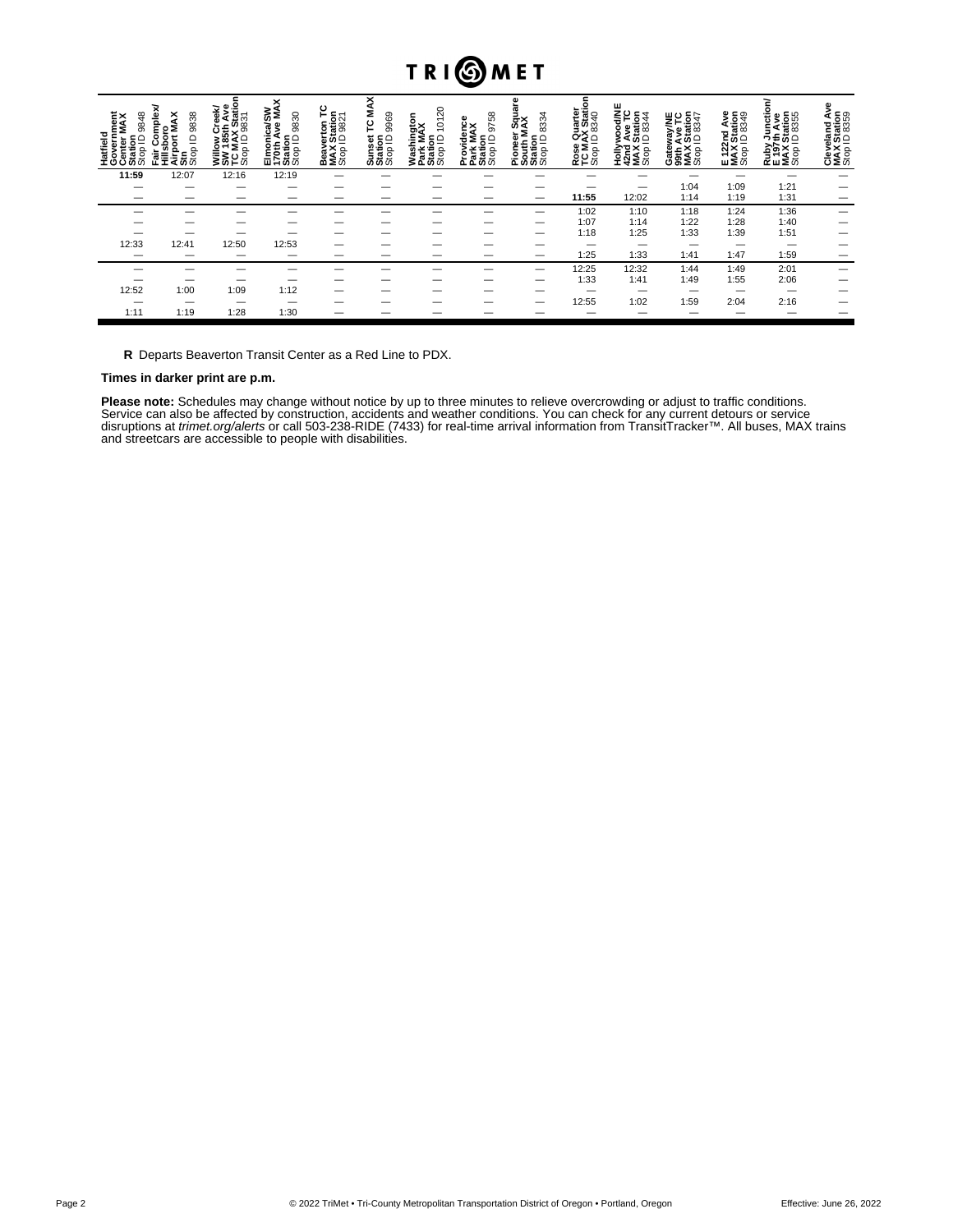# TRIMET

| Hatfield Government Center MAX Station Stop ID 9848 | Fair Complex/ Hillsboro Airport MAX Stn Stop ID 9838 | Willow Creek/ SW 185th Ave TC MAX Station Stop ID 9831 | Elmonica/SW 170th Ave MAX Station Stop ID 9830 | Beaverton TC MAX Station Stop ID 9821 | Sunset TC MAX Station Stop ID 9969 | Washington Park MAX Station Stop ID 10120 | Providence Park MAX Station Stop ID 9758 | Pioneer Square South MAX Station Stop ID 8334 | Rose Quarter TC MAX Station Stop ID 8340 | Hollywood/NE 42nd Ave TC MAX Station Stop ID 8344 | Gateway/NE 99th Ave TC MAX Station Stop ID 8347 | E 122nd Ave MAX Station Stop ID 8349 | Ruby Junction/ E 197th Ave MAX Station Stop ID 8355 | Cleveland Ave MAX Station Stop ID 8359 |
|---|---|---|---|---|---|---|---|---|---|---|---|---|---|---|
| **11:59** | 12:07 | 12:16 | 12:19 | — | — | — | — | — | — | — | — | — | — | — |
| — | — | — | — | — | — | — | — | — | — | — | 1:04 | 1:09 | 1:21 | — |
| — | — | — | — | — | — | — | — | — | **11:55** | 12:02 | 1:14 | 1:19 | 1:31 | — |
| — | — | — | — | — | — | — | — | — | 1:02 | 1:10 | 1:18 | 1:24 | 1:36 | — |
| — | — | — | — | — | — | — | — | — | 1:07 | 1:14 | 1:22 | 1:28 | 1:40 | — |
| — | — | — | — | — | — | — | — | — | 1:18 | 1:25 | 1:33 | 1:39 | 1:51 | — |
| 12:33 | 12:41 | 12:50 | 12:53 | — | — | — | — | — | — | — | — | — | — | — |
| — | — | — | — | — | — | — | — | — | 1:25 | 1:33 | 1:41 | 1:47 | 1:59 | — |
| — | — | — | — | — | — | — | — | — | 12:25 | 12:32 | 1:44 | 1:49 | 2:01 | — |
| — | — | — | — | — | — | — | — | — | 1:33 | 1:41 | 1:49 | 1:55 | 2:06 | — |
| 12:52 | 1:00 | 1:09 | 1:12 | — | — | — | — | — | — | — | — | — | — | — |
| — | — | — | — | — | — | — | — | — | 12:55 | 1:02 | 1:59 | 2:04 | 2:16 | — |
| 1:11 | 1:19 | 1:28 | 1:30 | — | — | — | — | — | — | — | — | — | — | — |

**R** Departs Beaverton Transit Center as a Red Line to PDX.

**Times in darker print are p.m.**

**Please note:** Schedules may change without notice by up to three minutes to relieve overcrowding or adjust to traffic conditions. Service can also be affected by construction, accidents and weather conditions. You can check for any current detours or service disruptions at *trimet.org/alerts* or call 503-238-RIDE (7433) for real-time arrival information from TransitTracker™. All buses, MAX trains and streetcars are accessible to people with disabilities.

© 2022 TriMet • Tri-County Metropolitan Transportation District of Oregon • Portland, Oregon

Effective: June 26, 2022